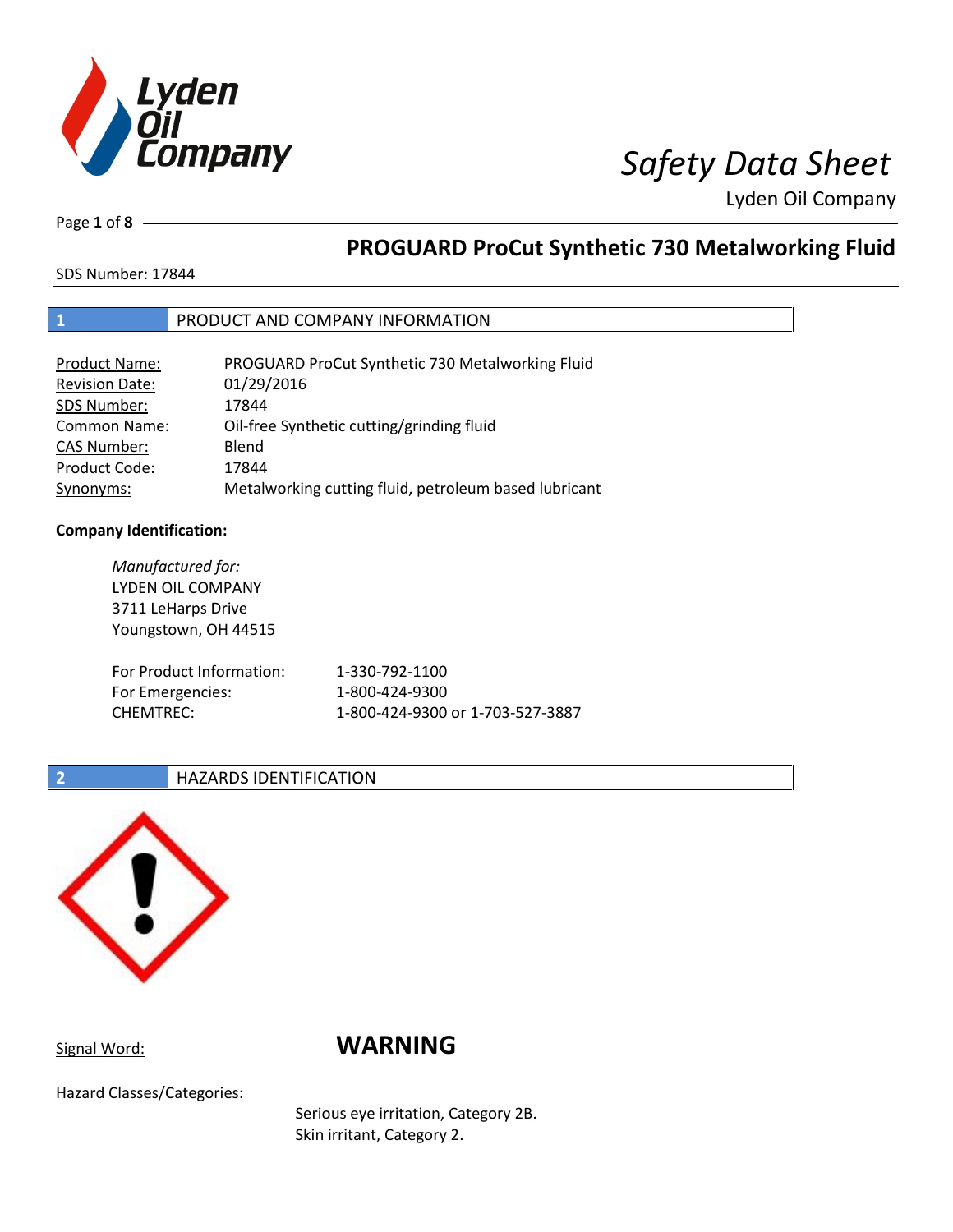# Safety Data Sheet

Lyden Oil Company

## PROGUARD ProCut Synthetic 730 Metalworking Fluid

SDS Number: 17844

## 1 PRODUCT AND COMPANY INFORMATION

| | |
|---|---|
| Product Name: | PROGUARD ProCut Synthetic 730 Metalworking Fluid |
| Revision Date: | 01/29/2016 |
| SDS Number: | 17844 |
| Common Name: | Oil-free Synthetic cutting/grinding fluid |
| CAS Number: | Blend |
| Product Code: | 17844 |
| Synonyms: | Metalworking cutting fluid, petroleum based lubricant |

**Company Identification:**

*Manufactured for:*
LYDEN OIL COMPANY
3711 LeHarps Drive
Youngstown, OH 44515

| | |
|---|---|
| For Product Information: | 1-330-792-1100 |
| For Emergencies: | 1-800-424-9300 |
| CHEMTREC: | 1-800-424-9300 or 1-703-527-3887 |

## 2 HAZARDS IDENTIFICATION

Signal Word: **WARNING**

Hazard Classes/Categories:

Serious eye irritation, Category 2B.
Skin irritant, Category 2.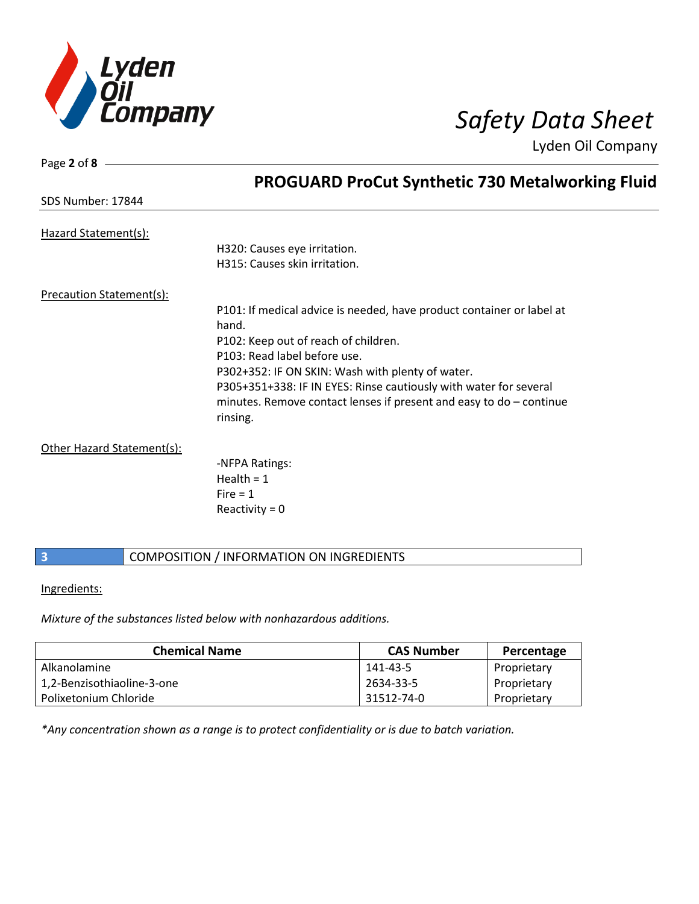## PROGUARD ProCut Synthetic 730 Metalworking Fluid

SDS Number: 17844

Hazard Statement(s):

H320: Causes eye irritation.
H315: Causes skin irritation.

Precaution Statement(s):

P101: If medical advice is needed, have product container or label at hand.
P102: Keep out of reach of children.
P103: Read label before use.
P302+352: IF ON SKIN: Wash with plenty of water.
P305+351+338: IF IN EYES: Rinse cautiously with water for several minutes. Remove contact lenses if present and easy to do – continue rinsing.

Other Hazard Statement(s):

-NFPA Ratings:
Health = 1
Fire = 1
Reactivity = 0

## 3 COMPOSITION / INFORMATION ON INGREDIENTS

Ingredients:

*Mixture of the substances listed below with nonhazardous additions.*

| Chemical Name | CAS Number | Percentage |
|---|---|---|
| Alkanolamine | 141-43-5 | Proprietary |
| 1,2-Benzisothiaoline-3-one | 2634-33-5 | Proprietary |
| Polixetonium Chloride | 31512-74-0 | Proprietary |

*Any concentration shown as a range is to protect confidentiality or is due to batch variation.*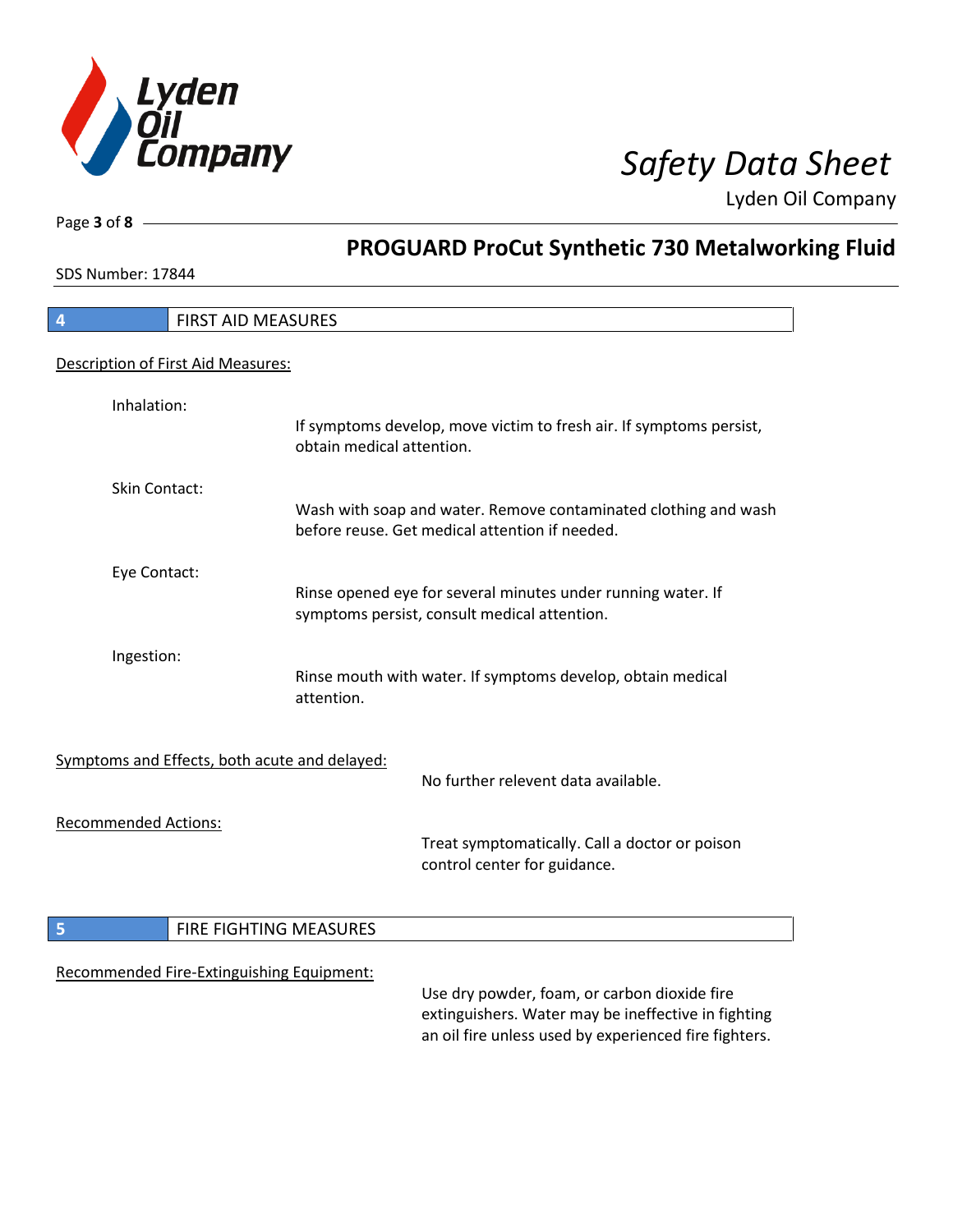## 4 FIRST AID MEASURES

Description of First Aid Measures:

**Inhalation:** If symptoms develop, move victim to fresh air. If symptoms persist, obtain medical attention.

**Skin Contact:** Wash with soap and water. Remove contaminated clothing and wash before reuse. Get medical attention if needed.

**Eye Contact:** Rinse opened eye for several minutes under running water. If symptoms persist, consult medical attention.

**Ingestion:** Rinse mouth with water. If symptoms develop, obtain medical attention.

Symptoms and Effects, both acute and delayed:

No further relevent data available.

Recommended Actions:

Treat symptomatically. Call a doctor or poison control center for guidance.

## 5 FIRE FIGHTING MEASURES

Recommended Fire-Extinguishing Equipment:

Use dry powder, foam, or carbon dioxide fire extinguishers. Water may be ineffective in fighting an oil fire unless used by experienced fire fighters.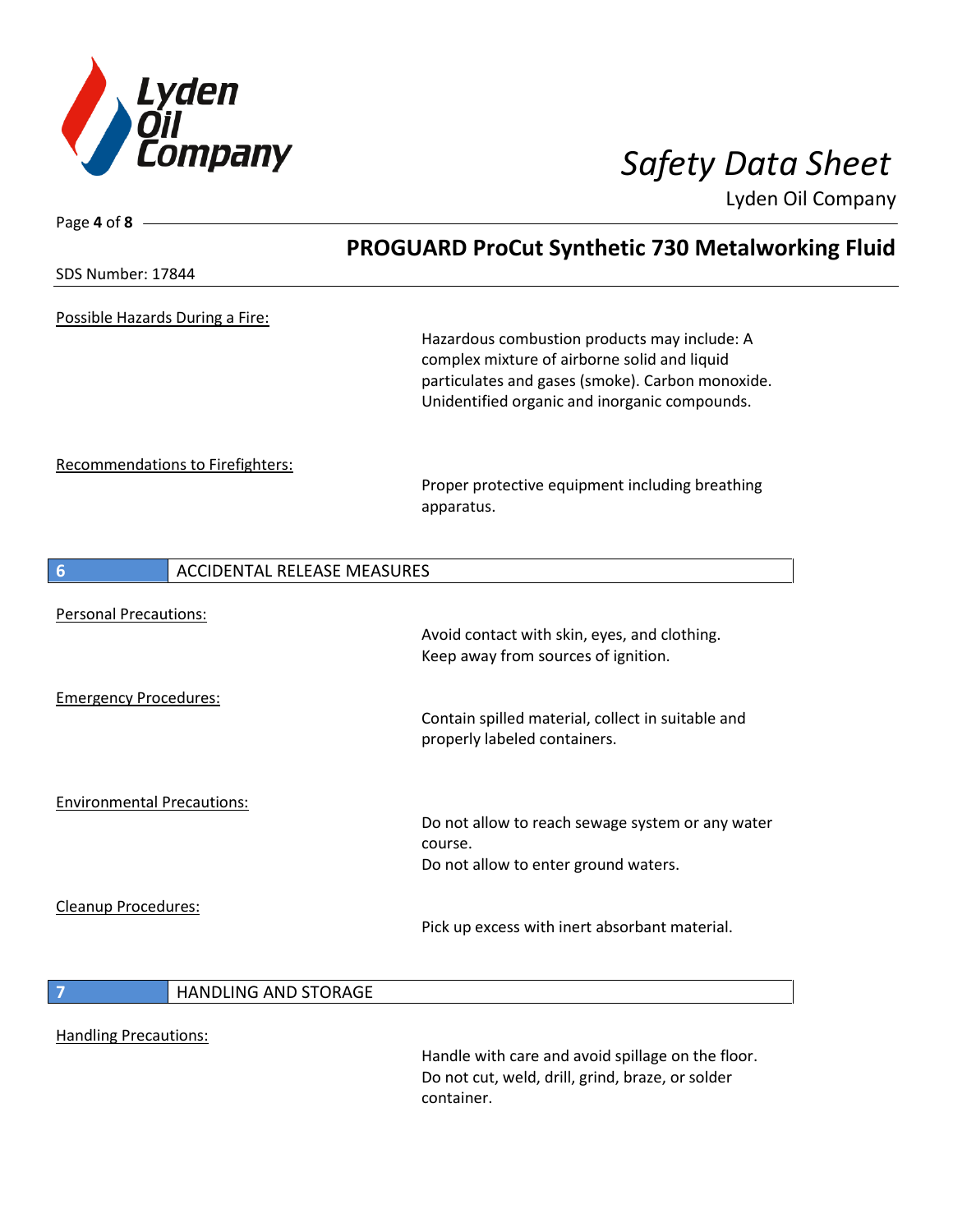Possible Hazards During a Fire:

Hazardous combustion products may include: A complex mixture of airborne solid and liquid particulates and gases (smoke). Carbon monoxide. Unidentified organic and inorganic compounds.

Recommendations to Firefighters:

Proper protective equipment including breathing apparatus.

## 6 ACCIDENTAL RELEASE MEASURES

Personal Precautions:

Avoid contact with skin, eyes, and clothing.
Keep away from sources of ignition.

Emergency Procedures:

Contain spilled material, collect in suitable and properly labeled containers.

Environmental Precautions:

Do not allow to reach sewage system or any water course.
Do not allow to enter ground waters.

Cleanup Procedures:

Pick up excess with inert absorbant material.

## 7 HANDLING AND STORAGE

Handling Precautions:

Handle with care and avoid spillage on the floor.
Do not cut, weld, drill, grind, braze, or solder container.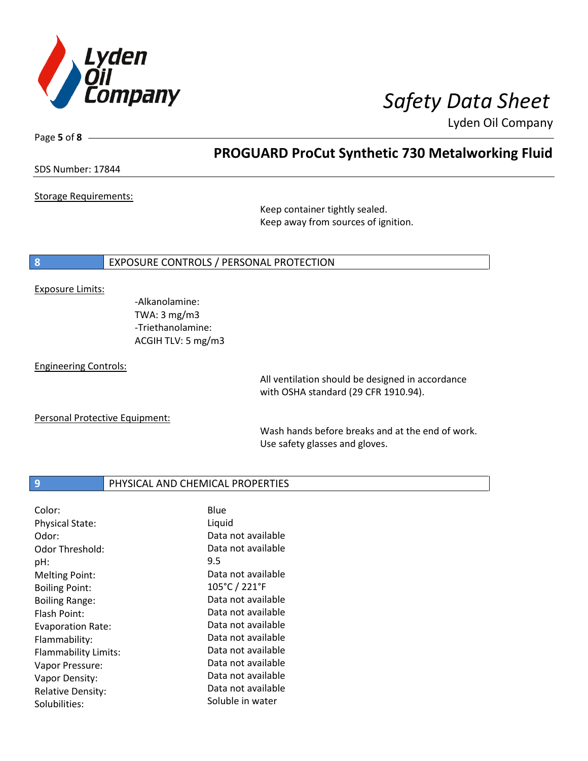Storage Requirements:

Keep container tightly sealed.
Keep away from sources of ignition.

## 8 EXPOSURE CONTROLS / PERSONAL PROTECTION

Exposure Limits:

-Alkanolamine:
TWA: 3 mg/m3
-Triethanolamine:
ACGIH TLV: 5 mg/m3

Engineering Controls:

All ventilation should be designed in accordance with OSHA standard (29 CFR 1910.94).

Personal Protective Equipment:

Wash hands before breaks and at the end of work.
Use safety glasses and gloves.

## 9 PHYSICAL AND CHEMICAL PROPERTIES

| | |
|---|---|
| Color: | Blue |
| Physical State: | Liquid |
| Odor: | Data not available |
| Odor Threshold: | Data not available |
| pH: | 9.5 |
| Melting Point: | Data not available |
| Boiling Point: | 105°C / 221°F |
| Boiling Range: | Data not available |
| Flash Point: | Data not available |
| Evaporation Rate: | Data not available |
| Flammability: | Data not available |
| Flammability Limits: | Data not available |
| Vapor Pressure: | Data not available |
| Vapor Density: | Data not available |
| Relative Density: | Data not available |
| Solubilities: | Soluble in water |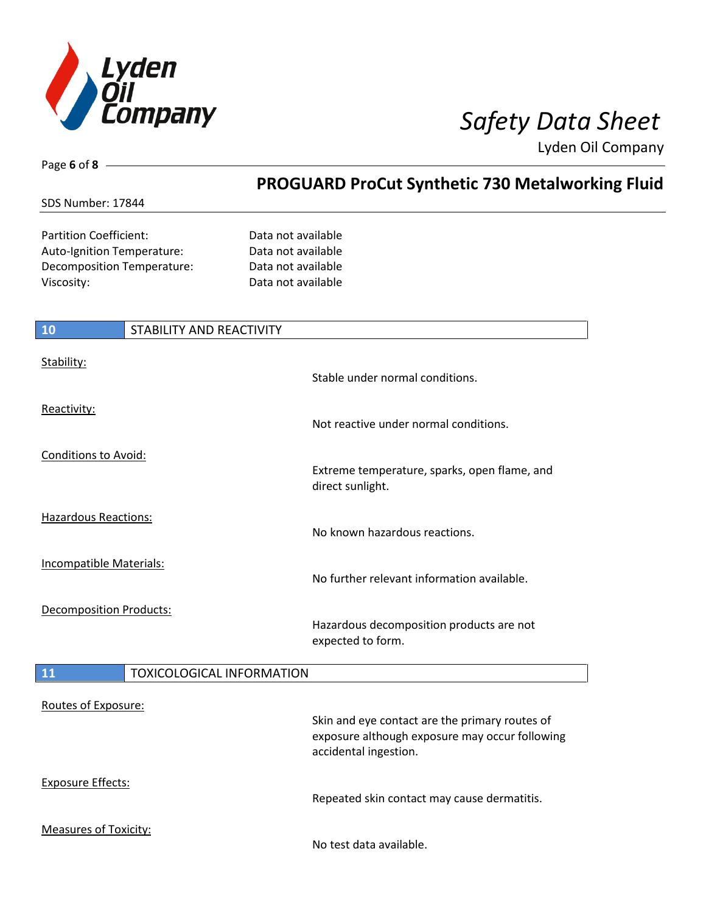| | |
|---|---|
| Partition Coefficient: | Data not available |
| Auto-Ignition Temperature: | Data not available |
| Decomposition Temperature: | Data not available |
| Viscosity: | Data not available |

## 10 STABILITY AND REACTIVITY

| | |
|---|---|
| Stability: | Stable under normal conditions. |
| Reactivity: | Not reactive under normal conditions. |
| Conditions to Avoid: | Extreme temperature, sparks, open flame, and direct sunlight. |
| Hazardous Reactions: | No known hazardous reactions. |
| Incompatible Materials: | No further relevant information available. |
| Decomposition Products: | Hazardous decomposition products are not expected to form. |

## 11 TOXICOLOGICAL INFORMATION

| | |
|---|---|
| Routes of Exposure: | Skin and eye contact are the primary routes of exposure although exposure may occur following accidental ingestion. |
| Exposure Effects: | Repeated skin contact may cause dermatitis. |
| Measures of Toxicity: | No test data available. |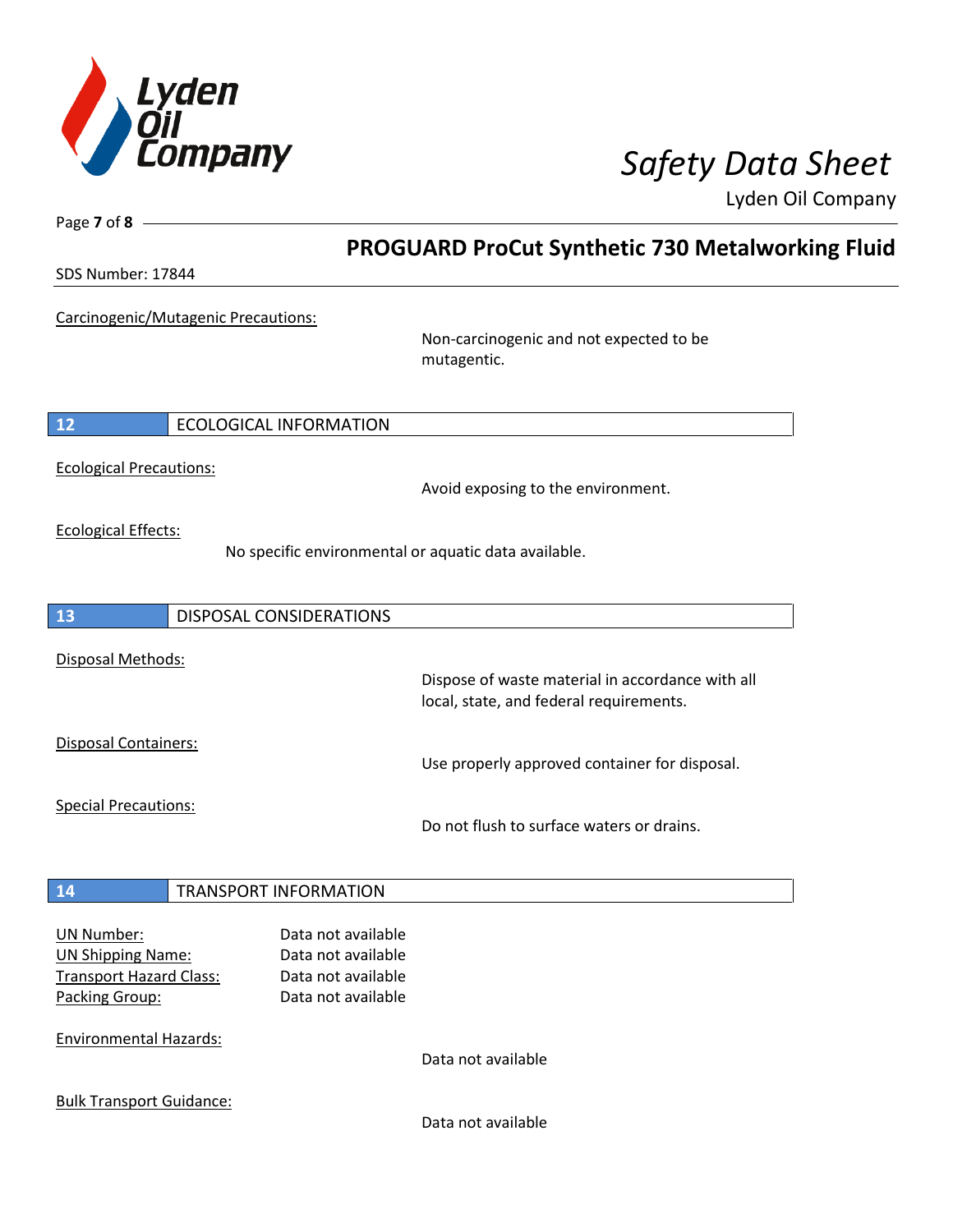Carcinogenic/Mutagenic Precautions:

Non-carcinogenic and not expected to be mutagentic.

## 12 ECOLOGICAL INFORMATION

Ecological Precautions:

Avoid exposing to the environment.

Ecological Effects:

No specific environmental or aquatic data available.

## 13 DISPOSAL CONSIDERATIONS

Disposal Methods:

Dispose of waste material in accordance with all local, state, and federal requirements.

Disposal Containers:

Use properly approved container for disposal.

Special Precautions:

Do not flush to surface waters or drains.

## 14 TRANSPORT INFORMATION

| | |
|---|---|
| UN Number: | Data not available |
| UN Shipping Name: | Data not available |
| Transport Hazard Class: | Data not available |
| Packing Group: | Data not available |

Environmental Hazards:

Data not available

Bulk Transport Guidance:

Data not available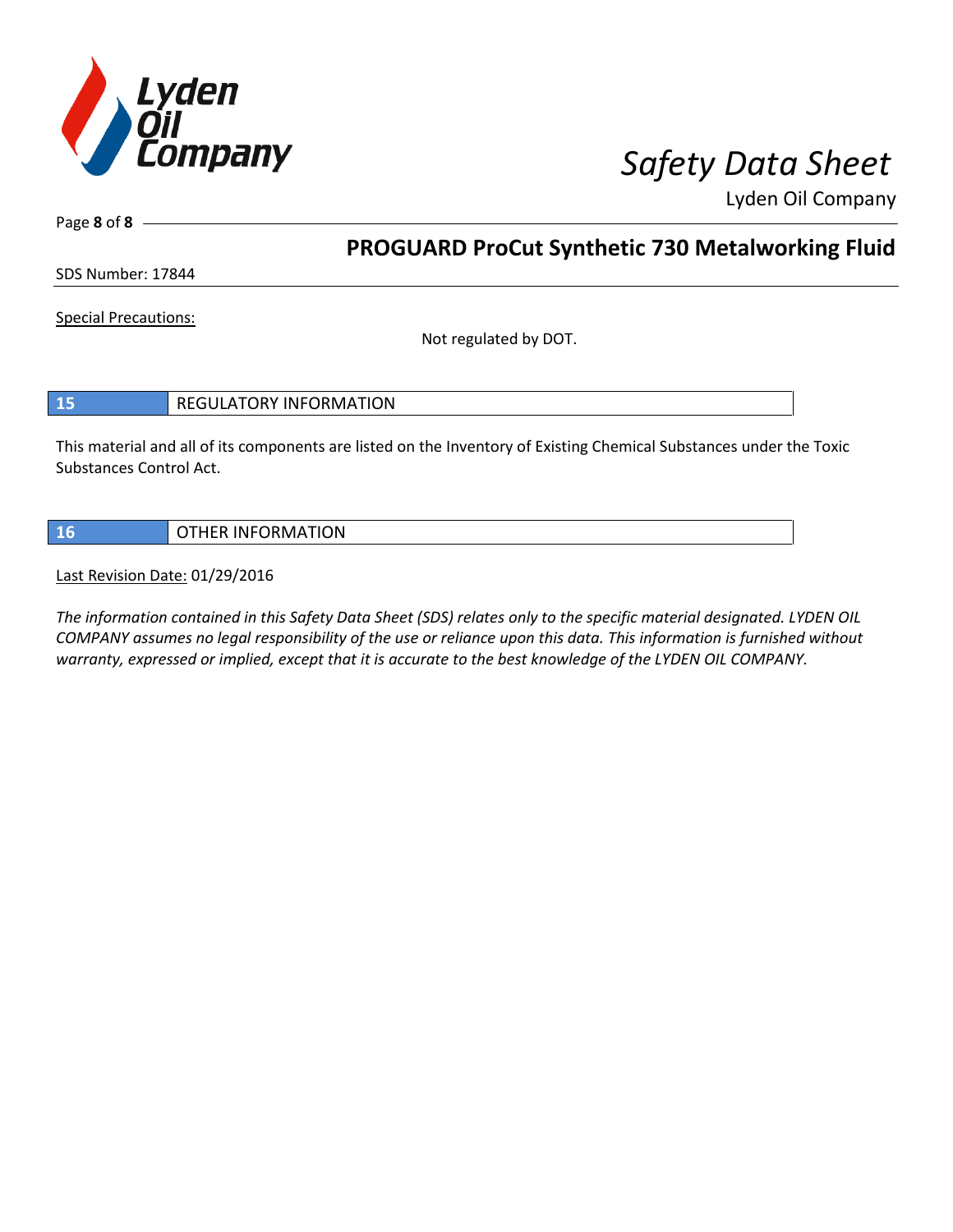Special Precautions:

Not regulated by DOT.

## 15 REGULATORY INFORMATION

This material and all of its components are listed on the Inventory of Existing Chemical Substances under the Toxic Substances Control Act.

## 16 OTHER INFORMATION

Last Revision Date: 01/29/2016

*The information contained in this Safety Data Sheet (SDS) relates only to the specific material designated. LYDEN OIL COMPANY assumes no legal responsibility of the use or reliance upon this data. This information is furnished without warranty, expressed or implied, except that it is accurate to the best knowledge of the LYDEN OIL COMPANY.*